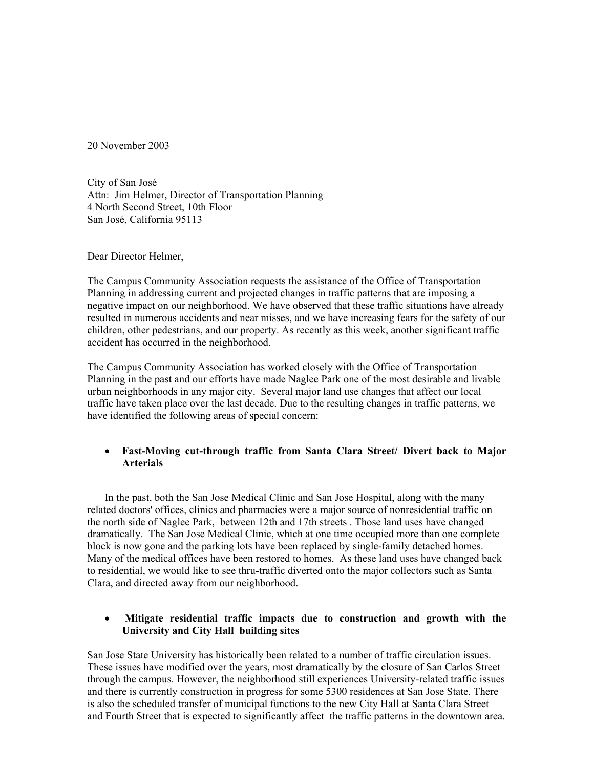20 November 2003

City of San José
Attn: Jim Helmer, Director of Transportation Planning
4 North Second Street, 10th Floor
San José, California 95113

Dear Director Helmer,

The Campus Community Association requests the assistance of the Office of Transportation Planning in addressing current and projected changes in traffic patterns that are imposing a negative impact on our neighborhood. We have observed that these traffic situations have already resulted in numerous accidents and near misses, and we have increasing fears for the safety of our children, other pedestrians, and our property. As recently as this week, another significant traffic accident has occurred in the neighborhood.

The Campus Community Association has worked closely with the Office of Transportation Planning in the past and our efforts have made Naglee Park one of the most desirable and livable urban neighborhoods in any major city. Several major land use changes that affect our local traffic have taken place over the last decade. Due to the resulting changes in traffic patterns, we have identified the following areas of special concern:

- **Fast-Moving cut-through traffic from Santa Clara Street/ Divert back to Major Arterials**

In the past, both the San Jose Medical Clinic and San Jose Hospital, along with the many related doctors' offices, clinics and pharmacies were a major source of nonresidential traffic on the north side of Naglee Park, between 12th and 17th streets . Those land uses have changed dramatically. The San Jose Medical Clinic, which at one time occupied more than one complete block is now gone and the parking lots have been replaced by single-family detached homes. Many of the medical offices have been restored to homes. As these land uses have changed back to residential, we would like to see thru-traffic diverted onto the major collectors such as Santa Clara, and directed away from our neighborhood.

- **Mitigate residential traffic impacts due to construction and growth with the University and City Hall building sites**

San Jose State University has historically been related to a number of traffic circulation issues. These issues have modified over the years, most dramatically by the closure of San Carlos Street through the campus. However, the neighborhood still experiences University-related traffic issues and there is currently construction in progress for some 5300 residences at San Jose State. There is also the scheduled transfer of municipal functions to the new City Hall at Santa Clara Street and Fourth Street that is expected to significantly affect the traffic patterns in the downtown area.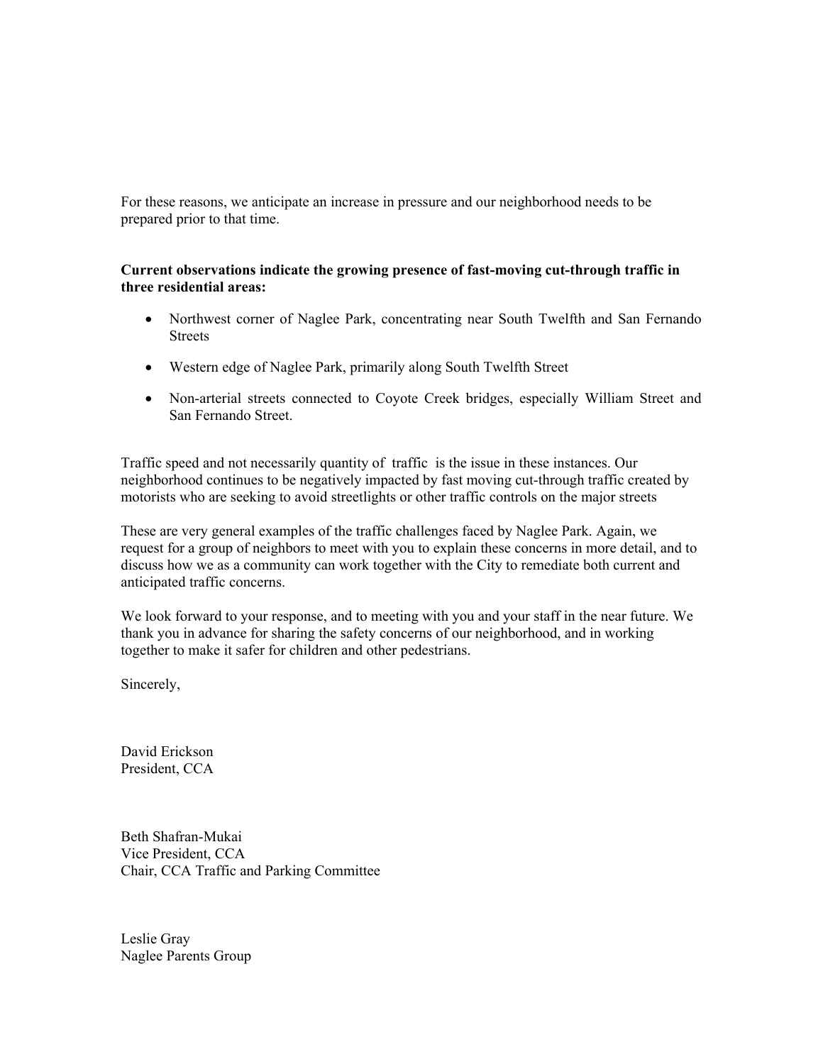For these reasons, we anticipate an increase in pressure and our neighborhood needs to be prepared prior to that time.

**Current observations indicate the growing presence of fast-moving cut-through traffic in three residential areas:**

- Northwest corner of Naglee Park, concentrating near South Twelfth and San Fernando Streets
- Western edge of Naglee Park, primarily along South Twelfth Street
- Non-arterial streets connected to Coyote Creek bridges, especially William Street and San Fernando Street.

Traffic speed and not necessarily quantity of traffic is the issue in these instances. Our neighborhood continues to be negatively impacted by fast moving cut-through traffic created by motorists who are seeking to avoid streetlights or other traffic controls on the major streets

These are very general examples of the traffic challenges faced by Naglee Park. Again, we request for a group of neighbors to meet with you to explain these concerns in more detail, and to discuss how we as a community can work together with the City to remediate both current and anticipated traffic concerns.

We look forward to your response, and to meeting with you and your staff in the near future. We thank you in advance for sharing the safety concerns of our neighborhood, and in working together to make it safer for children and other pedestrians.

Sincerely,

David Erickson
President, CCA

Beth Shafran-Mukai
Vice President, CCA
Chair, CCA Traffic and Parking Committee

Leslie Gray
Naglee Parents Group